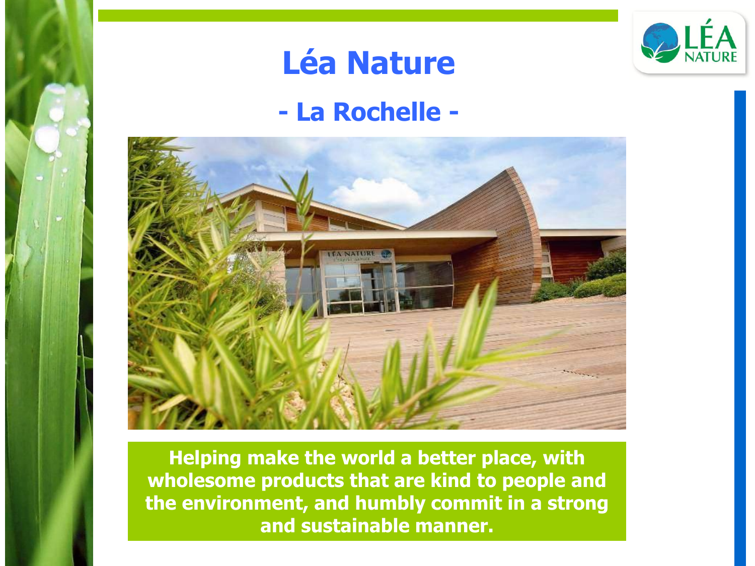# Léa Nature

## - La Rochelle -

**Helping make the world a better place, with wholesome products that are kind to people and the environment, and humbly commit in a strong and sustainable manner.**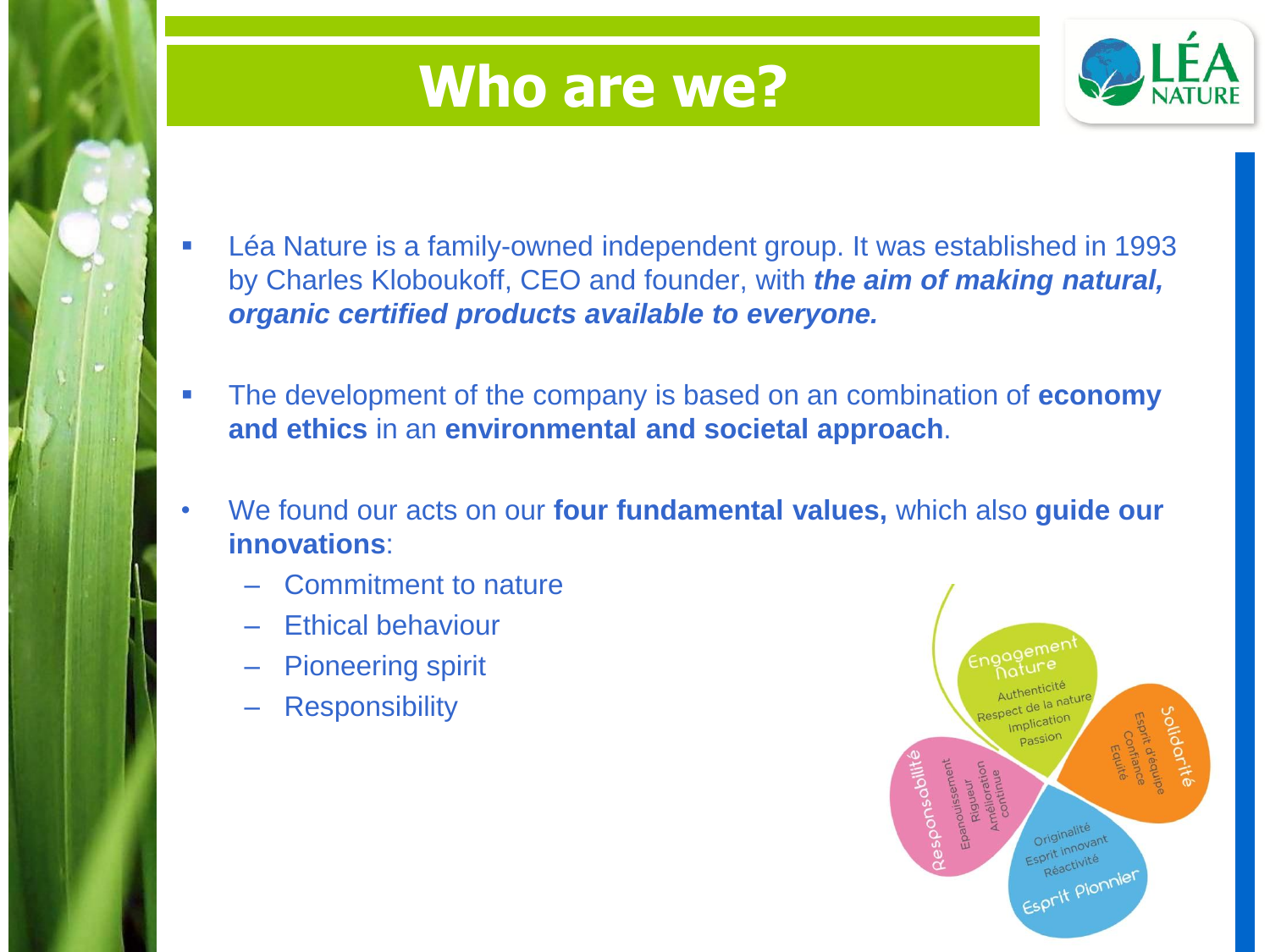# Who are we?

- Léa Nature is a family-owned independent group. It was established in 1993 by Charles Kloboukoff, CEO and founder, with ***the aim of making natural, organic certified products available to everyone.***

- The development of the company is based on an combination of **economy and ethics** in an **environmental and societal approach**.

- We found our acts on our **four fundamental values,** which also **guide our innovations**:
  - Commitment to nature
  - Ethical behaviour
  - Pioneering spirit
  - Responsibility

Engagement nature
Authenticité
Respect de la nature
Implication
Passion

Solidarité
Esprit d'équipe
Confiance
Equité

Responsabilité
Epanouissement
Rigueur
Amélioration continue

Esprit Pionnier
Originalité
Esprit innovant
Réactivité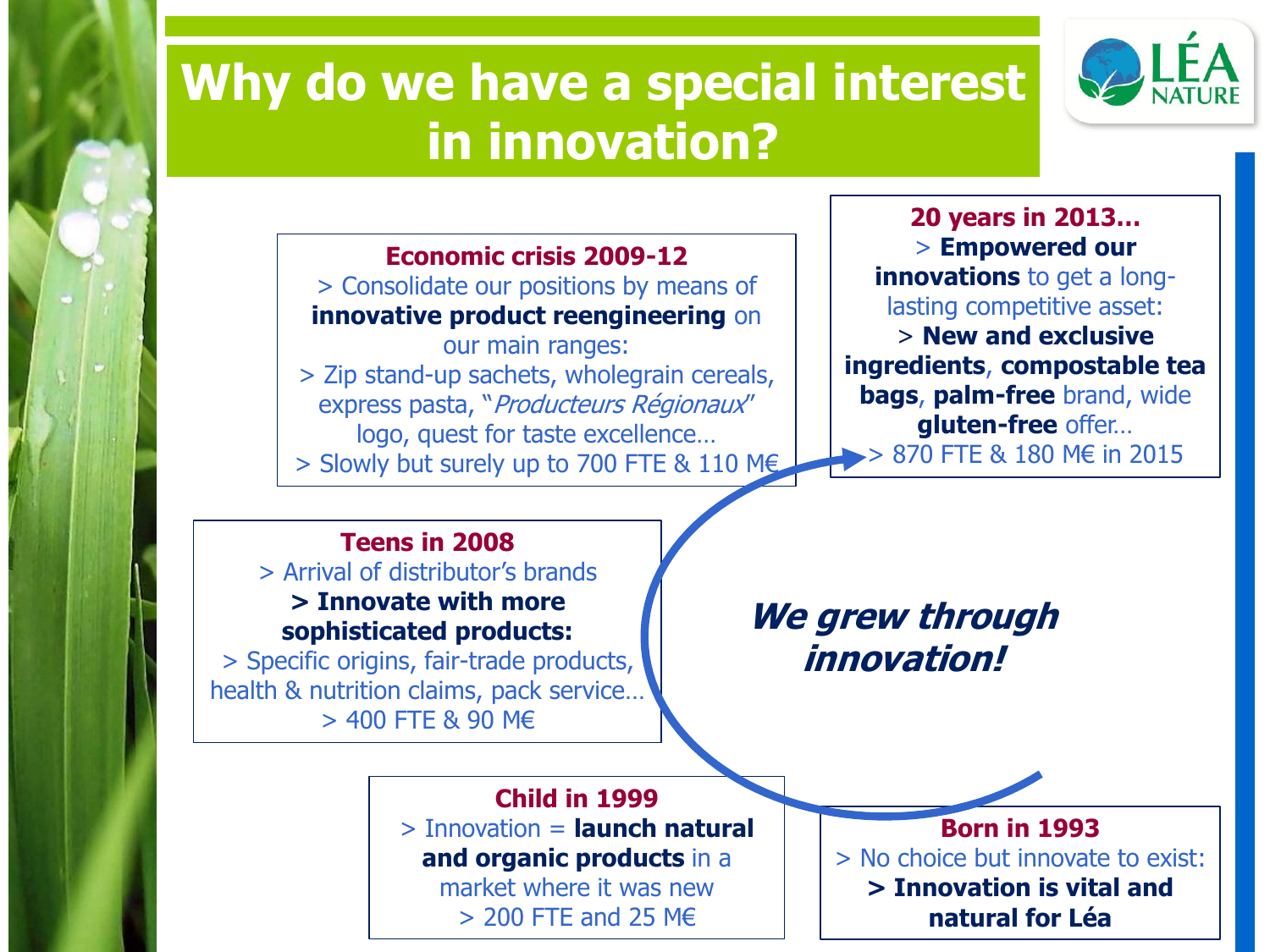# Why do we have a special interest in innovation?

**Born in 1993**
> No choice but innovate to exist:
**> Innovation is vital and natural for Léa**

**Child in 1999**
> Innovation = **launch natural and organic products** in a market where it was new
> 200 FTE and 25 M€

**Teens in 2008**
> Arrival of distributor's brands
**> Innovate with more sophisticated products:**
> Specific origins, fair-trade products, health & nutrition claims, pack service…
> 400 FTE & 90 M€

**Economic crisis 2009-12**
> Consolidate our positions by means of **innovative product reengineering** on our main ranges:
> Zip stand-up sachets, wholegrain cereals, express pasta, "*Producteurs Régionaux*" logo, quest for taste excellence…
> Slowly but surely up to 700 FTE & 110 M€

**20 years in 2013…**
> **Empowered our innovations** to get a long-lasting competitive asset:
> **New and exclusive ingredients**, **compostable tea bags**, **palm-free** brand, wide **gluten-free** offer…
> 870 FTE & 180 M€ in 2015

***We grew through innovation!***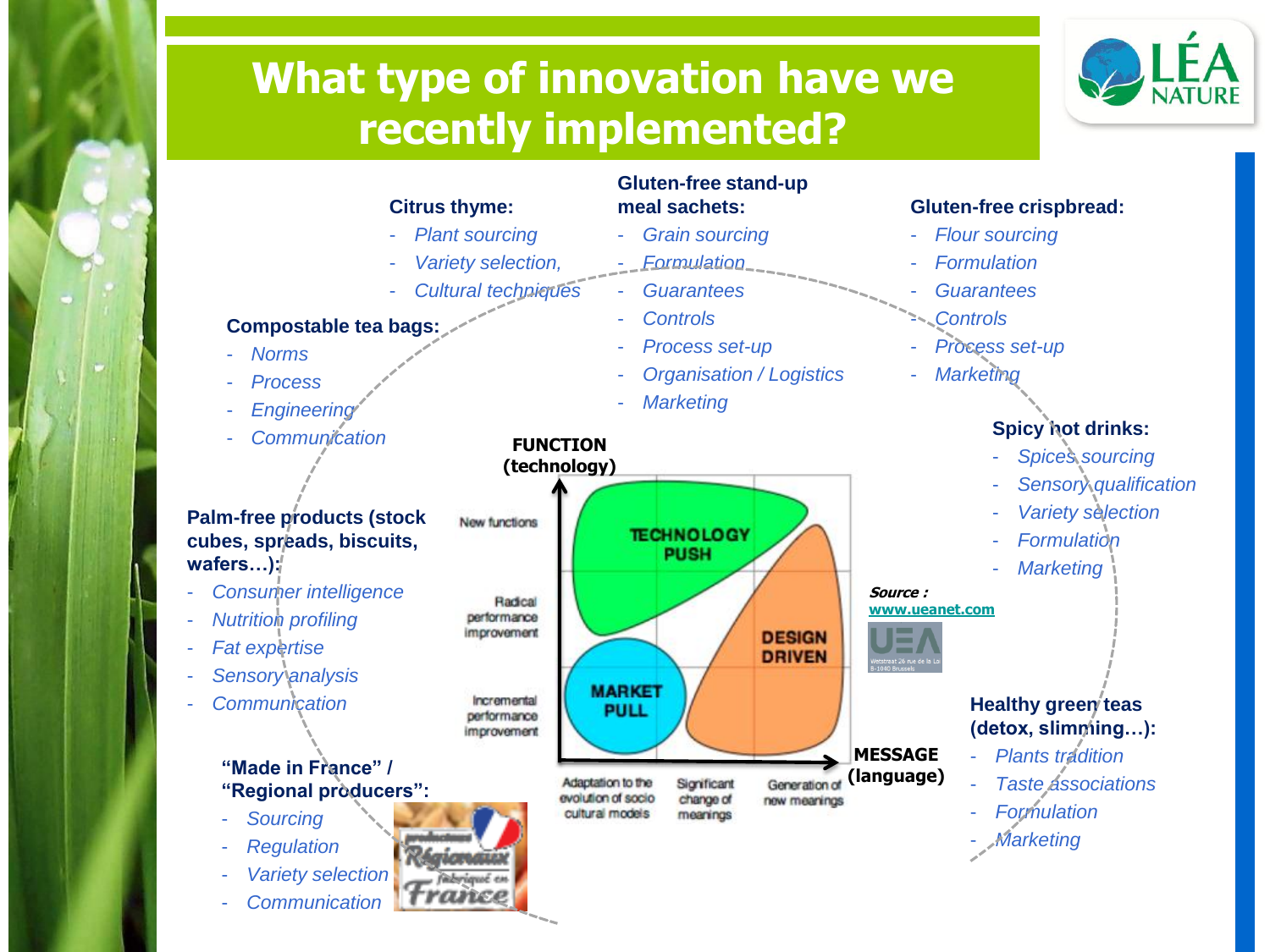# What type of innovation have we recently implemented?

**Citrus thyme:**
- *Plant sourcing*
- *Variety selection,*
- *Cultural techniques*

**Gluten-free stand-up meal sachets:**
- *Grain sourcing*
- *Formulation*
- *Guarantees*
- *Controls*
- *Process set-up*
- *Organisation / Logistics*
- *Marketing*

**Gluten-free crispbread:**
- *Flour sourcing*
- *Formulation*
- *Guarantees*
- *Controls*
- *Process set-up*
- *Marketing*

**Compostable tea bags:**
- *Norms*
- *Process*
- *Engineering*
- *Communication*

**Spicy hot drinks:**
- *Spices sourcing*
- *Sensory qualification*
- *Variety selection*
- *Formulation*
- *Marketing*

**Palm-free products (stock cubes, spreads, biscuits, wafers…):**
- *Consumer intelligence*
- *Nutrition profiling*
- *Fat expertise*
- *Sensory analysis*
- *Communication*

FUNCTION (technology)

New functions

Radical performance improvement

Incremental performance improvement

TECHNOLOGY PUSH

DESIGN DRIVEN

MARKET PULL

MESSAGE (language)

Adaptation to the evolution of socio cultural models

Significant change of meanings

Generation of new meanings

***Source :*** www.ueanet.com

**Healthy green teas (detox, slimming…):**
- *Plants tradition*
- *Taste associations*
- *Formulation*
- *Marketing*

**"Made in France" / "Regional producers":**
- *Sourcing*
- *Regulation*
- *Variety selection*
- *Communication*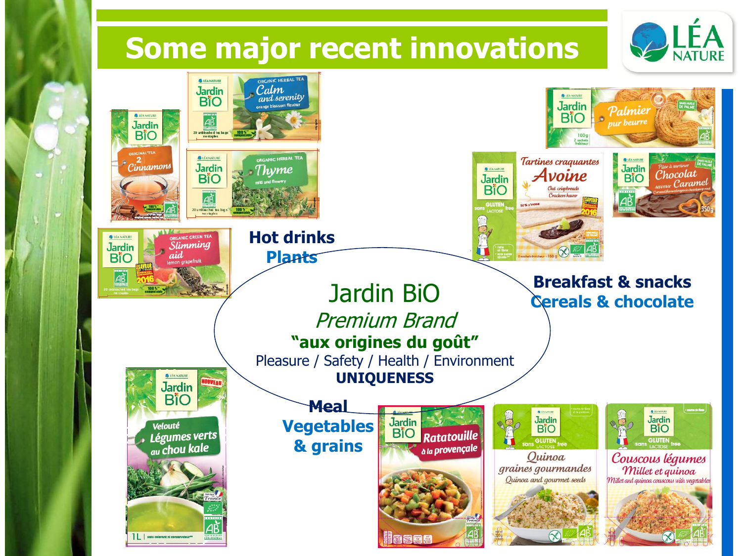# Some major recent innovations

Hot drinks
Plants

Breakfast & snacks
Cereals & chocolate

Jardin BiO
*Premium Brand*
**"aux origines du goût"**
Pleasure / Safety / Health / Environment
**UNIQUENESS**

Meal
Vegetables
& grains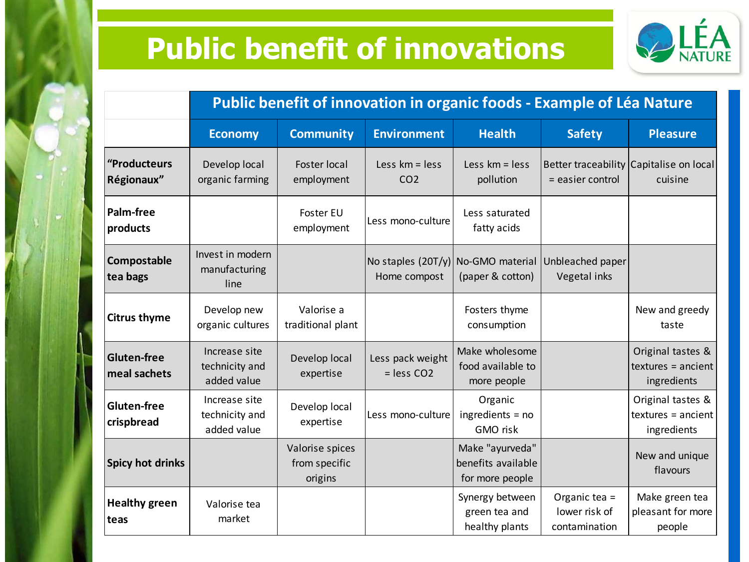# Public benefit of innovations

| | Public benefit of innovation in organic foods - Example of Léa Nature | | | | | |
|---|---|---|---|---|---|---|
| | **Economy** | **Community** | **Environment** | **Health** | **Safety** | **Pleasure** |
| **"Producteurs Régionaux"** | Develop local organic farming | Foster local employment | Less km = less $CO_2$ | Less km = less pollution | Better traceability = easier control | Capitalise on local cuisine |
| **Palm-free products** | | Foster EU employment | Less mono-culture | Less saturated fatty acids | | |
| **Compostable tea bags** | Invest in modern manufacturing line | | No staples (20T/y) Home compost | No-GMO material (paper & cotton) | Unbleached paper Vegetal inks | |
| **Citrus thyme** | Develop new organic cultures | Valorise a traditional plant | | Fosters thyme consumption | | New and greedy taste |
| **Gluten-free meal sachets** | Increase site technicity and added value | Develop local expertise | Less pack weight = less $CO_2$ | Make wholesome food available to more people | | Original tastes & textures = ancient ingredients |
| **Gluten-free crispbread** | Increase site technicity and added value | Develop local expertise | Less mono-culture | Organic ingredients = no GMO risk | | Original tastes & textures = ancient ingredients |
| **Spicy hot drinks** | | Valorise spices from specific origins | | Make "ayurveda" benefits available for more people | | New and unique flavours |
| **Healthy green teas** | Valorise tea market | | | Synergy between green tea and healthy plants | Organic tea = lower risk of contamination | Make green tea pleasant for more people |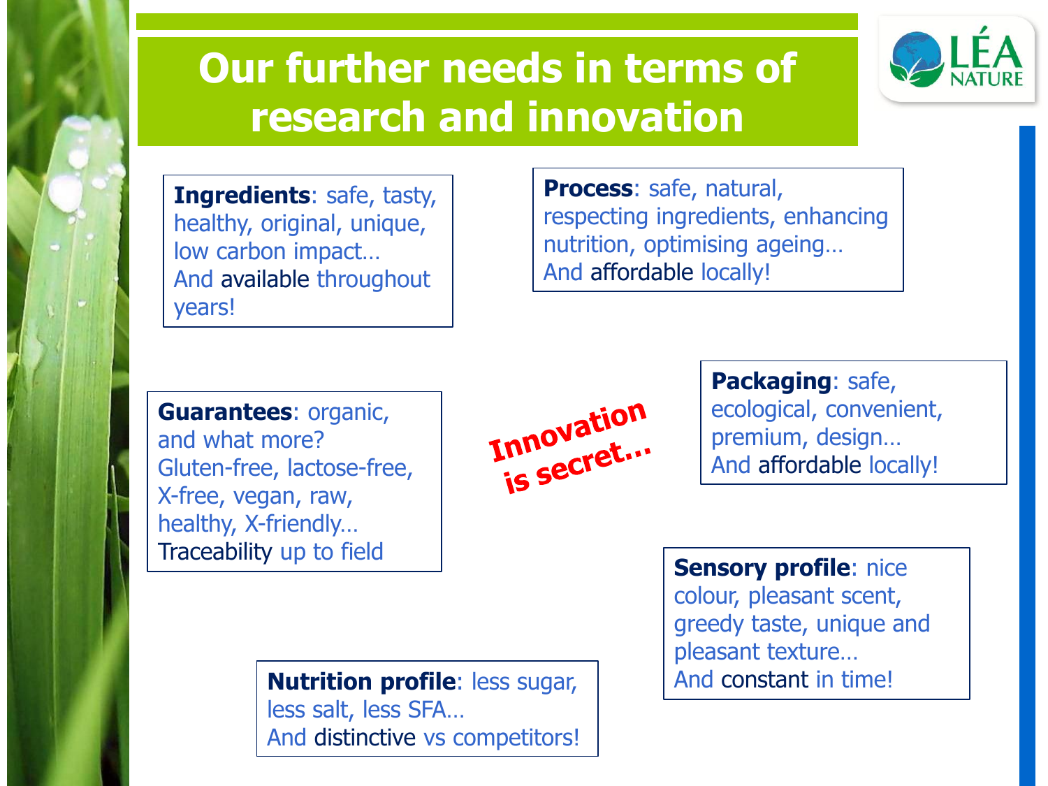# Our further needs in terms of research and innovation

LÉA NATURE

**Ingredients**: safe, tasty, healthy, original, unique, low carbon impact…
And available throughout years!

**Process**: safe, natural, respecting ingredients, enhancing nutrition, optimising ageing…
And affordable locally!

**Guarantees**: organic, and what more?
Gluten-free, lactose-free, X-free, vegan, raw, healthy, X-friendly…
Traceability up to field

Innovation is secret…

**Packaging**: safe, ecological, convenient, premium, design…
And affordable locally!

**Sensory profile**: nice colour, pleasant scent, greedy taste, unique and pleasant texture…
And constant in time!

**Nutrition profile**: less sugar, less salt, less SFA…
And distinctive vs competitors!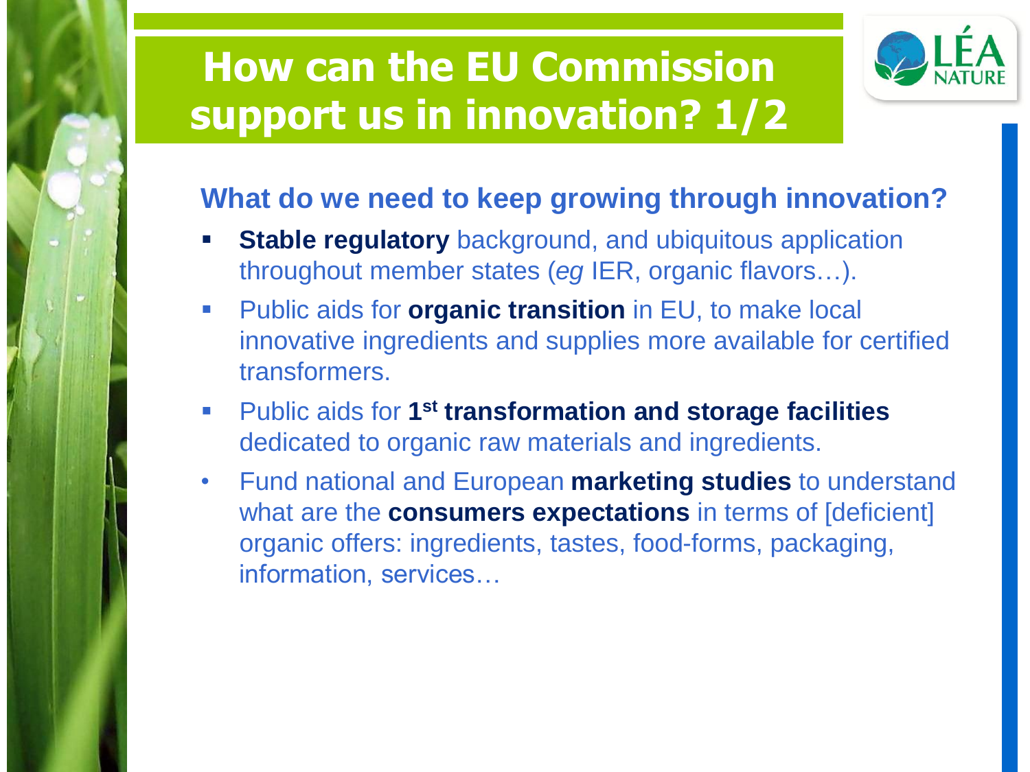# How can the EU Commission support us in innovation? 1/2

LÉA NATURE

## What do we need to keep growing through innovation?

- **Stable regulatory** background, and ubiquitous application throughout member states (*eg* IER, organic flavors…).
- Public aids for **organic transition** in EU, to make local innovative ingredients and supplies more available for certified transformers.
- Public aids for **1st transformation and storage facilities** dedicated to organic raw materials and ingredients.
- Fund national and European **marketing studies** to understand what are the **consumers expectations** in terms of [deficient] organic offers: ingredients, tastes, food-forms, packaging, information, services…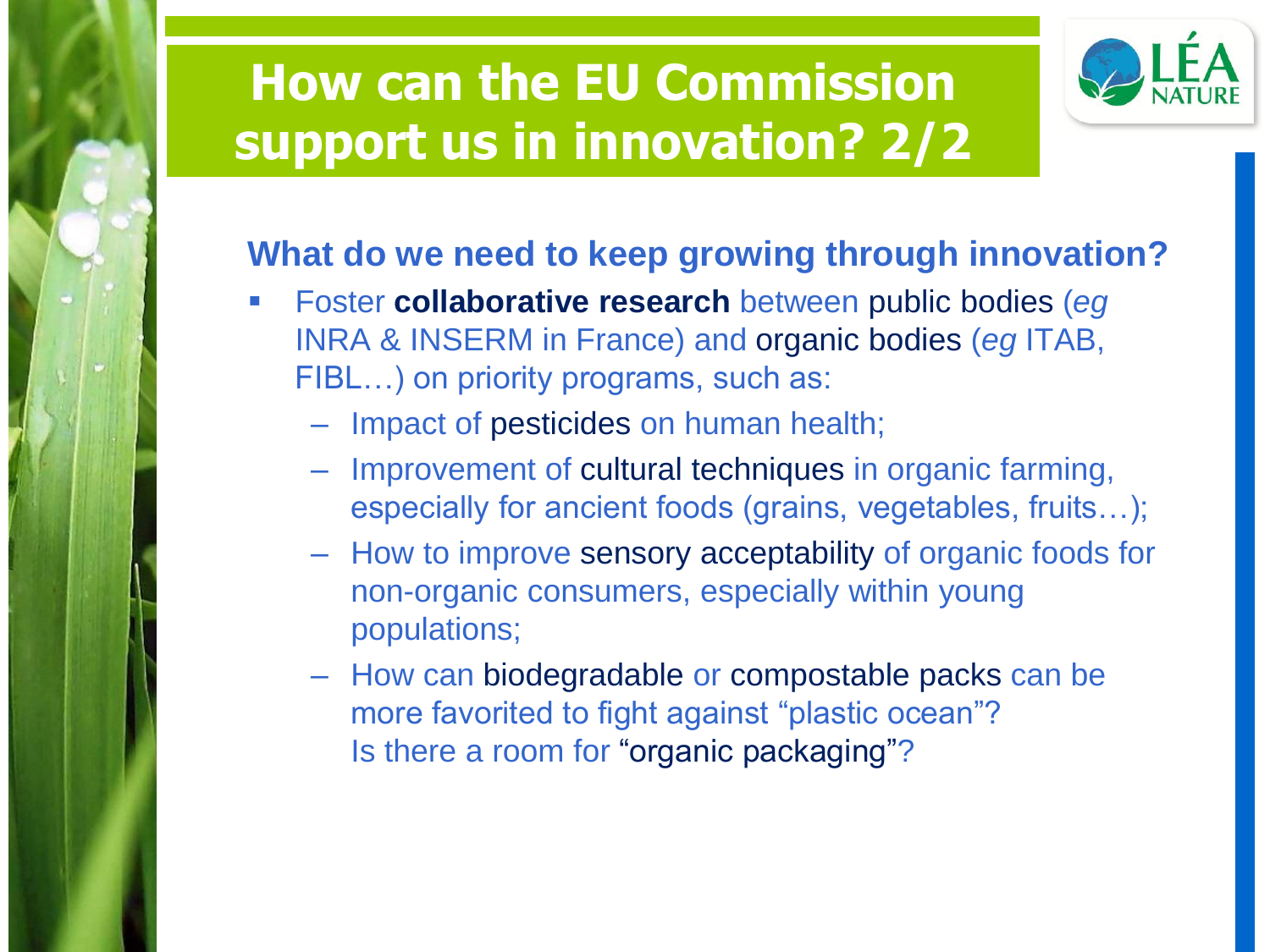# How can the EU Commission support us in innovation? 2/2

## What do we need to keep growing through innovation?

- Foster **collaborative research** between public bodies (*eg* INRA & INSERM in France) and organic bodies (*eg* ITAB, FIBL…) on priority programs, such as:
  - Impact of pesticides on human health;
  - Improvement of cultural techniques in organic farming, especially for ancient foods (grains, vegetables, fruits…);
  - How to improve sensory acceptability of organic foods for non-organic consumers, especially within young populations;
  - How can biodegradable or compostable packs can be more favorited to fight against "plastic ocean"? Is there a room for "organic packaging"?